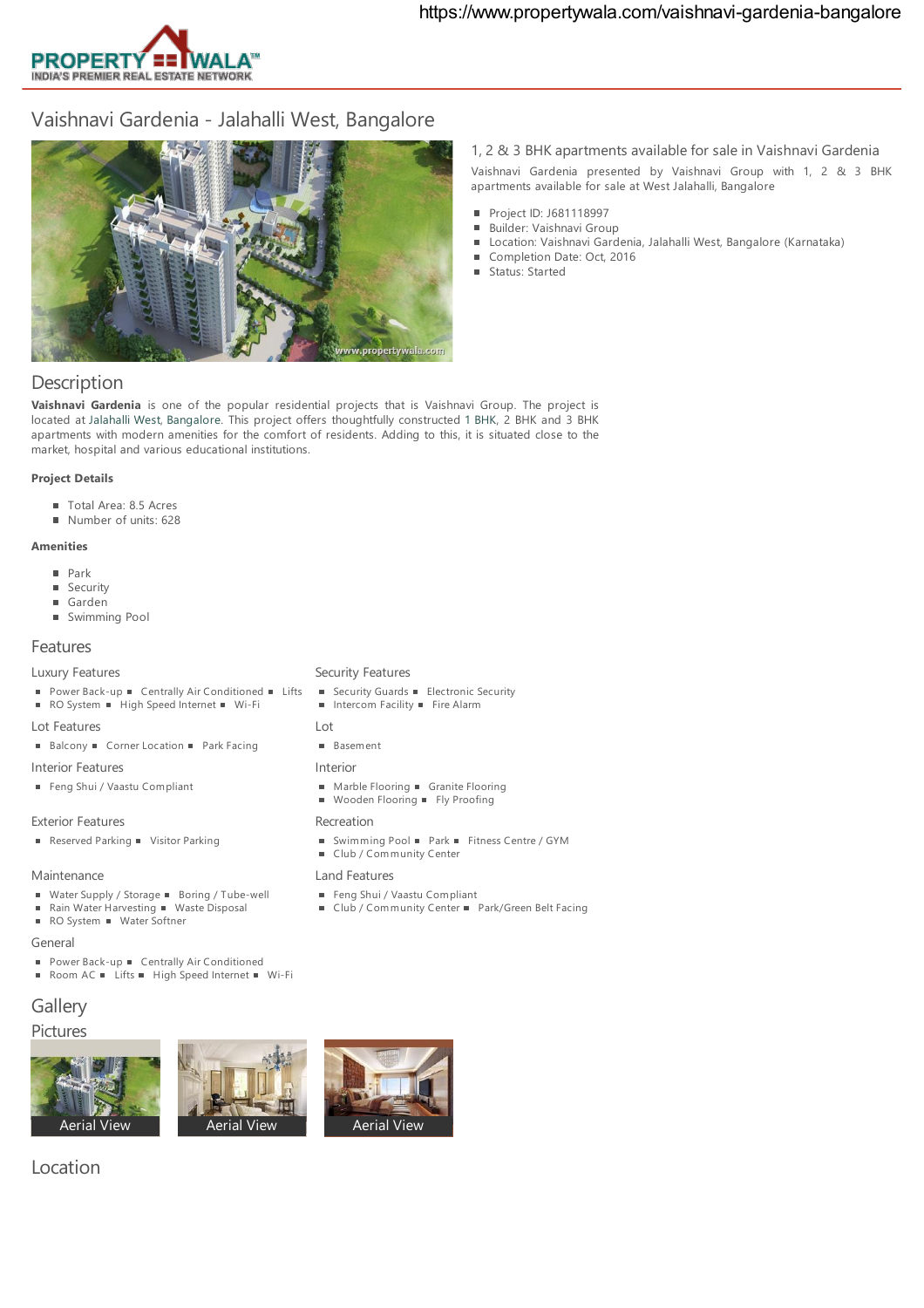https://www.propertywala.com/vaishnavi-gardenia-bangalore

PROPERTY WALA™
INDIA'S PREMIER REAL ESTATE NETWORK

# Vaishnavi Gardenia - Jalahalli West, Bangalore

## 1, 2 & 3 BHK apartments available for sale in Vaishnavi Gardenia

Vaishnavi Gardenia presented by Vaishnavi Group with 1, 2 & 3 BHK apartments available for sale at West Jalahalli, Bangalore

- Project ID: J681118997
- Builder: Vaishnavi Group
- Location: Vaishnavi Gardenia, Jalahalli West, Bangalore (Karnataka)
- Completion Date: Oct, 2016
- Status: Started

## Description

**Vaishnavi Gardenia** is one of the popular residential projects that is Vaishnavi Group. The project is located at Jalahalli West, Bangalore. This project offers thoughtfully constructed 1 BHK, 2 BHK and 3 BHK apartments with modern amenities for the comfort of residents. Adding to this, it is situated close to the market, hospital and various educational institutions.

**Project Details**

- Total Area: 8.5 Acres
- Number of units: 628

**Amenities**

- Park
- Security
- Garden
- Swimming Pool

## Features

### Luxury Features

- Power Back-up
- Centrally Air Conditioned
- Lifts
- RO System
- High Speed Internet
- Wi-Fi

### Security Features

- Security Guards
- Electronic Security
- Intercom Facility
- Fire Alarm

### Lot Features

- Balcony
- Corner Location
- Park Facing

### Lot

- Basement

### Interior Features

- Feng Shui / Vaastu Compliant

### Interior

- Marble Flooring
- Granite Flooring
- Wooden Flooring
- Fly Proofing

### Exterior Features

- Reserved Parking
- Visitor Parking

### Recreation

- Swimming Pool
- Park
- Fitness Centre / GYM
- Club / Community Center

### Maintenance

- Water Supply / Storage
- Boring / Tube-well
- Rain Water Harvesting
- Waste Disposal
- RO System
- Water Softner

### Land Features

- Feng Shui / Vaastu Compliant
- Club / Community Center
- Park/Green Belt Facing

### General

- Power Back-up
- Centrally Air Conditioned
- Room AC
- Lifts
- High Speed Internet
- Wi-Fi

## Gallery

### Pictures

Aerial View

Aerial View

Aerial View

## Location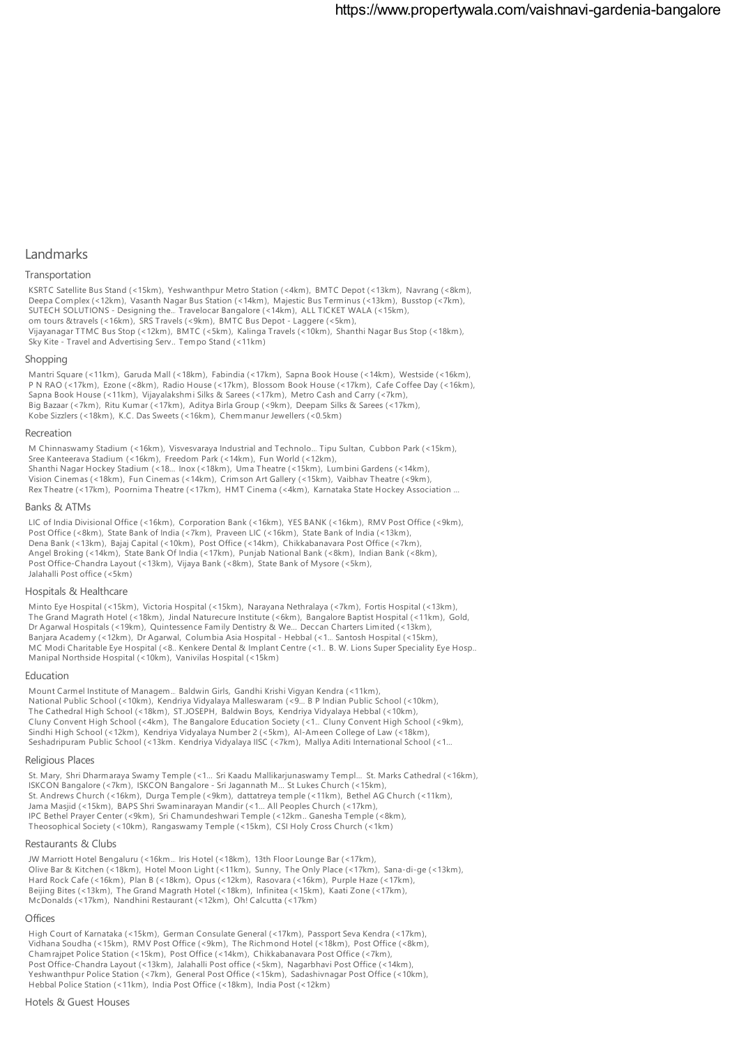## Landmarks

### Transportation

KSRTC Satellite Bus Stand (<15km), Yeshwanthpur Metro Station (<4km), BMTC Depot (<13km), Navrang (<8km), Deepa Complex (<12km), Vasanth Nagar Bus Station (<14km), Majestic Bus Terminus (<13km), Busstop (<7km), SUTECH SOLUTIONS - Designing the.. Travelocar Bangalore (<14km), ALL TICKET WALA (<15km), om tours &travels (<16km), SRS Travels (<9km), BMTC Bus Depot - Laggere (<5km), Vijayanagar TTMC Bus Stop (<12km), BMTC (<5km), Kalinga Travels (<10km), Shanthi Nagar Bus Stop (<18km), Sky Kite - Travel and Advertising Serv.. Tempo Stand (<11km)

### Shopping

Mantri Square (<11km), Garuda Mall (<18km), Fabindia (<17km), Sapna Book House (<14km), Westside (<16km), P N RAO (<17km), Ezone (<8km), Radio House (<17km), Blossom Book House (<17km), Cafe Coffee Day (<16km), Sapna Book House (<11km), Vijayalakshmi Silks & Sarees (<17km), Metro Cash and Carry (<7km), Big Bazaar (<7km), Ritu Kumar (<17km), Aditya Birla Group (<9km), Deepam Silks & Sarees (<17km), Kobe Sizzlers (<18km), K.C. Das Sweets (<16km), Chemmanur Jewellers (<0.5km)

### Recreation

M Chinnaswamy Stadium (<16km), Visvesvaraya Industrial and Technolo... Tipu Sultan, Cubbon Park (<15km), Sree Kanteerava Stadium (<16km), Freedom Park (<14km), Fun World (<12km), Shanthi Nagar Hockey Stadium (<18... Inox (<18km), Uma Theatre (<15km), Lumbini Gardens (<14km), Vision Cinemas (<18km), Fun Cinemas (<14km), Crimson Art Gallery (<15km), Vaibhav Theatre (<9km), Rex Theatre (<17km), Poornima Theatre (<17km), HMT Cinema (<4km), Karnataka State Hockey Association ...

### Banks & ATMs

LIC of India Divisional Office (<16km), Corporation Bank (<16km), YES BANK (<16km), RMV Post Office (<9km), Post Office (<8km), State Bank of India (<7km), Praveen LIC (<16km), State Bank of India (<13km), Dena Bank (<13km), Bajaj Capital (<10km), Post Office (<14km), Chikkabanavara Post Office (<7km), Angel Broking (<14km), State Bank Of India (<17km), Punjab National Bank (<8km), Indian Bank (<8km), Post Office-Chandra Layout (<13km), Vijaya Bank (<8km), State Bank of Mysore (<5km), Jalahalli Post office (<5km)

### Hospitals & Healthcare

Minto Eye Hospital (<15km), Victoria Hospital (<15km), Narayana Nethralaya (<7km), Fortis Hospital (<13km), The Grand Magrath Hotel (<18km), Jindal Naturecure Institute (<6km), Bangalore Baptist Hospital (<11km), Gold, Dr Agarwal Hospitals (<19km), Quintessence Family Dentistry & We... Deccan Charters Limited (<13km), Banjara Academy (<12km), Dr Agarwal, Columbia Asia Hospital - Hebbal (<1.. Santosh Hospital (<15km), MC Modi Charitable Eye Hospital (<8.. Kenkere Dental & Implant Centre (<1.. B. W. Lions Super Speciality Eye Hosp.. Manipal Northside Hospital (<10km), Vanivilas Hospital (<15km)

### Education

Mount Carmel Institute of Managem... Baldwin Girls, Gandhi Krishi Vigyan Kendra (<11km), National Public School (<10km), Kendriya Vidyalaya Malleswaram (<9... B P Indian Public School (<10km), The Cathedral High School (<18km), ST.JOSEPH, Baldwin Boys, Kendriya Vidyalaya Hebbal (<10km), Cluny Convent High School (<4km), The Bangalore Education Society (<1.. Cluny Convent High School (<9km), Sindhi High School (<12km), Kendriya Vidyalaya Number 2 (<5km), Al-Ameen College of Law (<18km), Seshadripuram Public School (<13km. Kendriya Vidyalaya IISC (<7km), Mallya Aditi International School (<1...

### Religious Places

St. Mary, Shri Dharmaraya Swamy Temple (<1... Sri Kaadu Mallikarjunaswamy Templ... St. Marks Cathedral (<16km), ISKCON Bangalore (<7km), ISKCON Bangalore - Sri Jagannath M... St Lukes Church (<15km), St. Andrews Church (<16km), Durga Temple (<9km), dattatreya temple (<11km), Bethel AG Church (<11km), Jama Masjid (<15km), BAPS Shri Swaminarayan Mandir (<1... All Peoples Church (<17km), IPC Bethel Prayer Center (<9km), Sri Chamundeshwari Temple (<12km.. Ganesha Temple (<8km), Theosophical Society (<10km), Rangaswamy Temple (<15km), CSI Holy Cross Church (<1km)

### Restaurants & Clubs

JW Marriott Hotel Bengaluru (<16km... Iris Hotel (<18km), 13th Floor Lounge Bar (<17km), Olive Bar & Kitchen (<18km), Hotel Moon Light (<11km), Sunny, The Only Place (<17km), Sana-di-ge (<13km), Hard Rock Cafe (<16km), Plan B (<18km), Opus (<12km), Rasovara (<16km), Purple Haze (<17km), Beijing Bites (<13km), The Grand Magrath Hotel (<18km), Infinitea (<15km), Kaati Zone (<17km), McDonalds (<17km), Nandhini Restaurant (<12km), Oh! Calcutta (<17km)

### Offices

High Court of Karnataka (<15km), German Consulate General (<17km), Passport Seva Kendra (<17km), Vidhana Soudha (<15km), RMV Post Office (<9km), The Richmond Hotel (<18km), Post Office (<8km), Chamrajpet Police Station (<15km), Post Office (<14km), Chikkabanavara Post Office (<7km), Post Office-Chandra Layout (<13km), Jalahalli Post office (<5km), Nagarbhavi Post Office (<14km), Yeshwanthpur Police Station (<7km), General Post Office (<15km), Sadashivnagar Post Office (<10km), Hebbal Police Station (<11km), India Post Office (<18km), India Post (<12km)

### Hotels & Guest Houses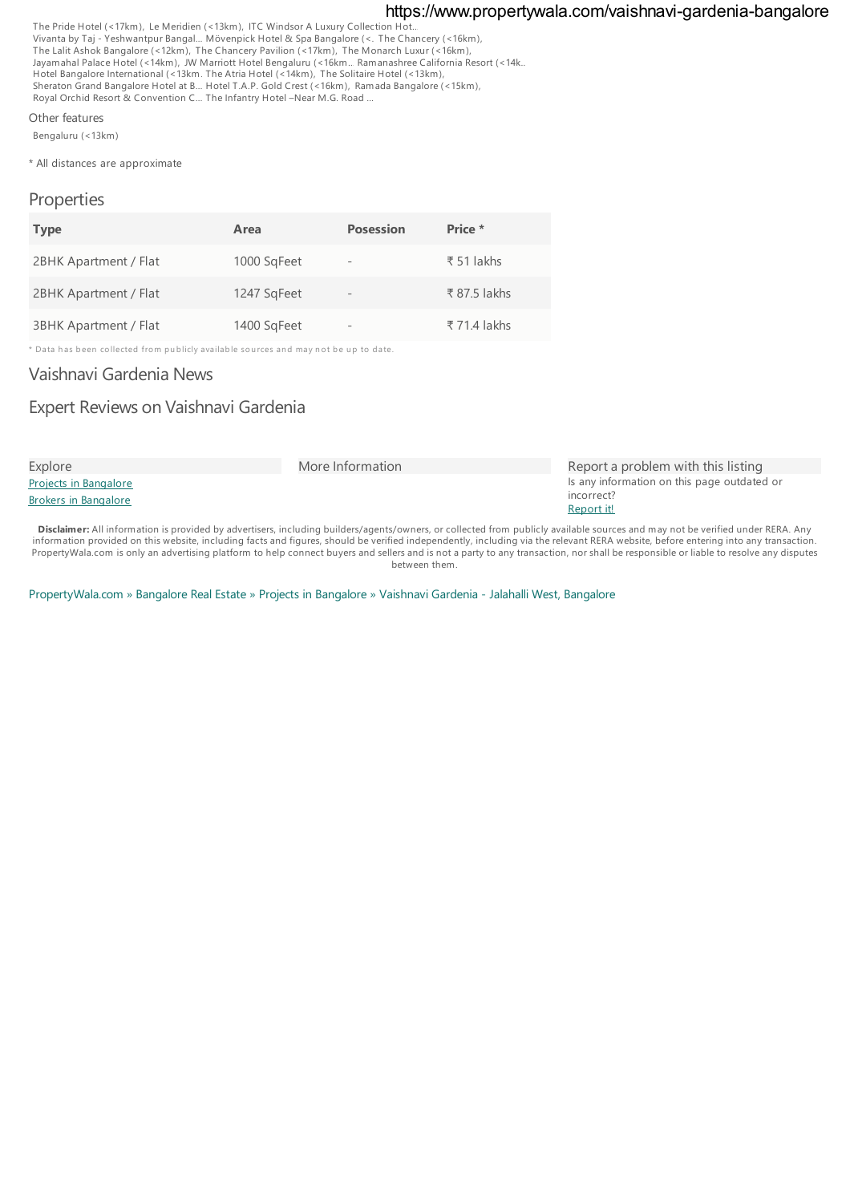The Pride Hotel (<17km), Le Meridien (<13km), ITC Windsor A Luxury Collection Hot..
Vivanta by Taj - Yeshwantpur Bangal... Mövenpick Hotel & Spa Bangalore (<. The Chancery (<16km),
The Lalit Ashok Bangalore (<12km), The Chancery Pavilion (<17km), The Monarch Luxur (<16km),
Jayamahal Palace Hotel (<14km), JW Marriott Hotel Bengaluru (<16km.. Ramanashree California Resort (<14k..
Hotel Bangalore International (<13km. The Atria Hotel (<14km), The Solitaire Hotel (<13km),
Sheraton Grand Bangalore Hotel at B... Hotel T.A.P. Gold Crest (<16km), Ramada Bangalore (<15km),
Royal Orchid Resort & Convention C... The Infantry Hotel –Near M.G. Road ...

Other features

Bengaluru (<13km)

* All distances are approximate

## Properties

| Type | Area | Posession | Price * |
|---|---|---|---|
| 2BHK Apartment / Flat | 1000 SqFeet | - | ₹ 51 lakhs |
| 2BHK Apartment / Flat | 1247 SqFeet | - | ₹ 87.5 lakhs |
| 3BHK Apartment / Flat | 1400 SqFeet | - | ₹ 71.4 lakhs |

* Data has been collected from publicly available sources and may not be up to date.

## Vaishnavi Gardenia News

## Expert Reviews on Vaishnavi Gardenia

Explore

Projects in Bangalore

Brokers in Bangalore

More Information

Report a problem with this listing

Is any information on this page outdated or incorrect?

Report it!

**Disclaimer:** All information is provided by advertisers, including builders/agents/owners, or collected from publicly available sources and may not be verified under RERA. Any information provided on this website, including facts and figures, should be verified independently, including via the relevant RERA website, before entering into any transaction. PropertyWala.com is only an advertising platform to help connect buyers and sellers and is not a party to any transaction, nor shall be responsible or liable to resolve any disputes between them.

PropertyWala.com » Bangalore Real Estate » Projects in Bangalore » Vaishnavi Gardenia - Jalahalli West, Bangalore